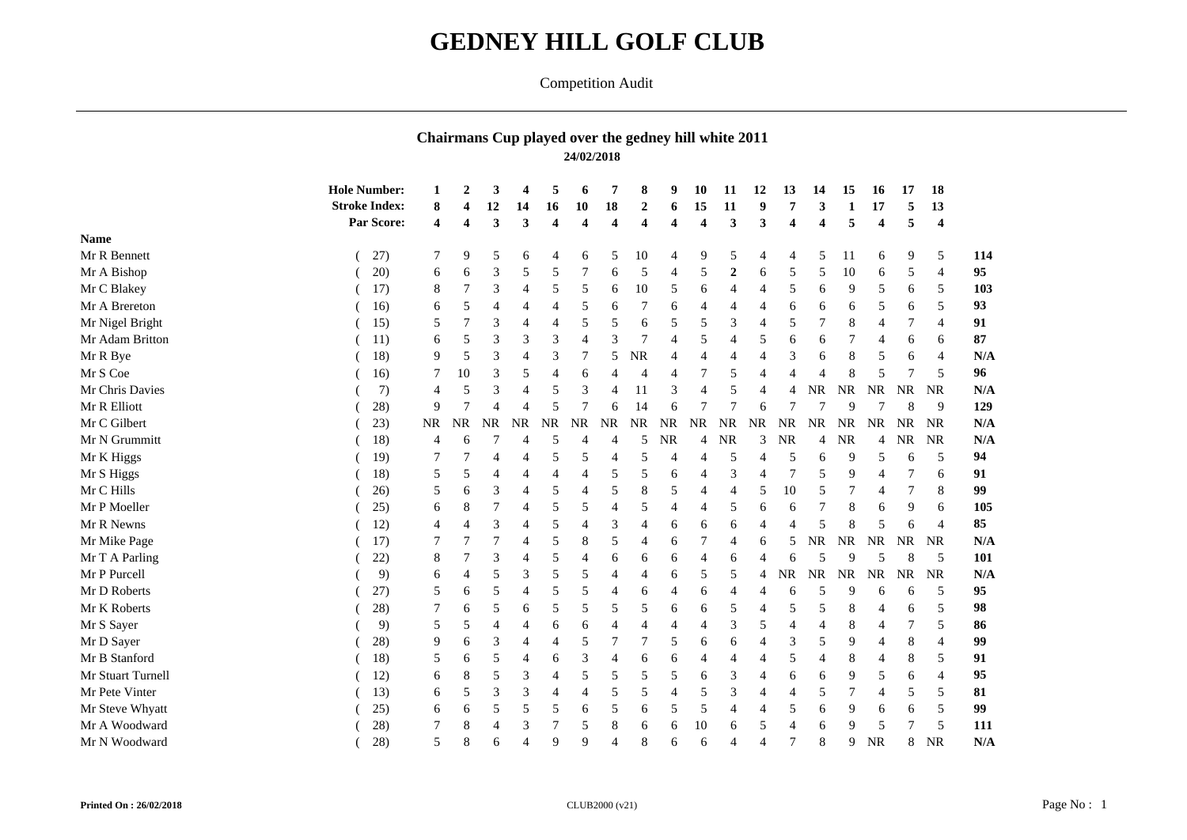# GEDNEY HILL GOLF CLUB

Competition Audit

## Chairmans Cup played over the gedney hill white 2011

**24/02/2018**

| Name | Handicap | 1 | 2 | 3 | 4 | 5 | 6 | 7 | 8 | 9 | 10 | 11 | 12 | 13 | 14 | 15 | 16 | 17 | 18 | Total |
|---|---|---|---|---|---|---|---|---|---|---|---|---|---|---|---|---|---|---|---|---|
| **Hole Number:** | | **1** | **2** | **3** | **4** | **5** | **6** | **7** | **8** | **9** | **10** | **11** | **12** | **13** | **14** | **15** | **16** | **17** | **18** | |
| **Stroke Index:** | | **8** | **4** | **12** | **14** | **16** | **10** | **18** | **2** | **6** | **15** | **11** | **9** | **7** | **3** | **1** | **17** | **5** | **13** | |
| **Par Score:** | | **4** | **4** | **3** | **3** | **4** | **4** | **4** | **4** | **4** | **4** | **3** | **3** | **4** | **4** | **5** | **4** | **5** | **4** | |
| Mr R Bennett | ( 27) | 7 | 9 | 5 | 6 | 4 | 6 | 5 | 10 | 4 | 9 | 5 | 4 | 4 | 5 | 11 | 6 | 9 | 5 | **114** |
| Mr A Bishop | ( 20) | 6 | 6 | 3 | 5 | 5 | 7 | 6 | 5 | 4 | 5 | **2** | 6 | 5 | 5 | 10 | 6 | 5 | 4 | **95** |
| Mr C Blakey | ( 17) | 8 | 7 | 3 | 4 | 5 | 5 | 6 | 10 | 5 | 6 | 4 | 4 | 5 | 6 | 9 | 5 | 6 | 5 | **103** |
| Mr A Brereton | ( 16) | 6 | 5 | 4 | 4 | 4 | 5 | 6 | 7 | 6 | 4 | 4 | 4 | 6 | 6 | 6 | 5 | 6 | 5 | **93** |
| Mr Nigel Bright | ( 15) | 5 | 7 | 3 | 4 | 4 | 5 | 5 | 6 | 5 | 5 | 3 | 4 | 5 | 7 | 8 | 4 | 7 | 4 | **91** |
| Mr Adam Britton | ( 11) | 6 | 5 | 3 | 3 | 3 | 4 | 3 | 7 | 4 | 5 | 4 | 5 | 6 | 6 | 7 | 4 | 6 | 6 | **87** |
| Mr R Bye | ( 18) | 9 | 5 | 3 | 4 | 3 | 7 | 5 | NR | 4 | 4 | 4 | 4 | 3 | 6 | 8 | 5 | 6 | 4 | **N/A** |
| Mr S Coe | ( 16) | 7 | 10 | 3 | 5 | 4 | 6 | 4 | 4 | 4 | 7 | 5 | 4 | 4 | 4 | 8 | 5 | 7 | 5 | **96** |
| Mr Chris Davies | ( 7) | 4 | 5 | 3 | 4 | 5 | 3 | 4 | 11 | 3 | 4 | 5 | 4 | 4 | NR | NR | NR | NR | NR | **N/A** |
| Mr R Elliott | ( 28) | 9 | 7 | 4 | 4 | 5 | 7 | 6 | 14 | 6 | 7 | 7 | 6 | 7 | 7 | 9 | 7 | 8 | 9 | **129** |
| Mr C Gilbert | ( 23) | NR | NR | NR | NR | NR | NR | NR | NR | NR | NR | NR | NR | NR | NR | NR | NR | NR | NR | **N/A** |
| Mr N Grummitt | ( 18) | 4 | 6 | 7 | 4 | 5 | 4 | 4 | 5 | NR | 4 | NR | 3 | NR | 4 | NR | 4 | NR | NR | **N/A** |
| Mr K Higgs | ( 19) | 7 | 7 | 4 | 4 | 5 | 5 | 4 | 5 | 4 | 4 | 5 | 4 | 5 | 6 | 9 | 5 | 6 | 5 | **94** |
| Mr S Higgs | ( 18) | 5 | 5 | 4 | 4 | 4 | 4 | 5 | 5 | 6 | 4 | 3 | 4 | 7 | 5 | 9 | 4 | 7 | 6 | **91** |
| Mr C Hills | ( 26) | 5 | 6 | 3 | 4 | 5 | 4 | 5 | 8 | 5 | 4 | 4 | 5 | 10 | 5 | 7 | 4 | 7 | 8 | **99** |
| Mr P Moeller | ( 25) | 6 | 8 | 7 | 4 | 5 | 5 | 4 | 5 | 4 | 4 | 5 | 6 | 6 | 7 | 8 | 6 | 9 | 6 | **105** |
| Mr R Newns | ( 12) | 4 | 4 | 3 | 4 | 5 | 4 | 3 | 4 | 6 | 6 | 6 | 4 | 4 | 5 | 8 | 5 | 6 | 4 | **85** |
| Mr Mike Page | ( 17) | 7 | 7 | 7 | 4 | 5 | 8 | 5 | 4 | 6 | 7 | 4 | 6 | 5 | NR | NR | NR | NR | NR | **N/A** |
| Mr T A Parling | ( 22) | 8 | 7 | 3 | 4 | 5 | 4 | 6 | 6 | 6 | 4 | 6 | 4 | 6 | 5 | 9 | 5 | 8 | 5 | **101** |
| Mr P Purcell | ( 9) | 6 | 4 | 5 | 3 | 5 | 5 | 4 | 4 | 6 | 5 | 5 | 4 | NR | NR | NR | NR | NR | NR | **N/A** |
| Mr D Roberts | ( 27) | 5 | 6 | 5 | 4 | 5 | 5 | 4 | 6 | 4 | 6 | 4 | 4 | 6 | 5 | 9 | 6 | 6 | 5 | **95** |
| Mr K Roberts | ( 28) | 7 | 6 | 5 | 6 | 5 | 5 | 5 | 5 | 6 | 6 | 5 | 4 | 5 | 5 | 8 | 4 | 6 | 5 | **98** |
| Mr S Sayer | ( 9) | 5 | 5 | 4 | 4 | 6 | 6 | 4 | 4 | 4 | 4 | 3 | 5 | 4 | 4 | 8 | 4 | 7 | 5 | **86** |
| Mr D Sayer | ( 28) | 9 | 6 | 3 | 4 | 4 | 5 | 7 | 7 | 5 | 6 | 6 | 4 | 3 | 5 | 9 | 4 | 8 | 4 | **99** |
| Mr B Stanford | ( 18) | 5 | 6 | 5 | 4 | 6 | 3 | 4 | 6 | 6 | 4 | 4 | 4 | 5 | 4 | 8 | 4 | 8 | 5 | **91** |
| Mr Stuart Turnell | ( 12) | 6 | 8 | 5 | 3 | 4 | 5 | 5 | 5 | 5 | 6 | 3 | 4 | 6 | 6 | 9 | 5 | 6 | 4 | **95** |
| Mr Pete Vinter | ( 13) | 6 | 5 | 3 | 3 | 4 | 4 | 5 | 5 | 4 | 5 | 3 | 4 | 4 | 5 | 7 | 4 | 5 | 5 | **81** |
| Mr Steve Whyatt | ( 25) | 6 | 6 | 5 | 5 | 5 | 6 | 5 | 6 | 5 | 5 | 4 | 4 | 5 | 6 | 9 | 6 | 6 | 5 | **99** |
| Mr A Woodward | ( 28) | 7 | 8 | 4 | 3 | 7 | 5 | 8 | 6 | 6 | 10 | 6 | 5 | 4 | 6 | 9 | 5 | 7 | 5 | **111** |
| Mr N Woodward | ( 28) | 5 | 8 | 6 | 4 | 9 | 9 | 4 | 8 | 6 | 6 | 4 | 4 | 7 | 8 | 9 | NR | 8 | NR | **N/A** |

**Printed On : 26/02/2018** CLUB2000 (v21)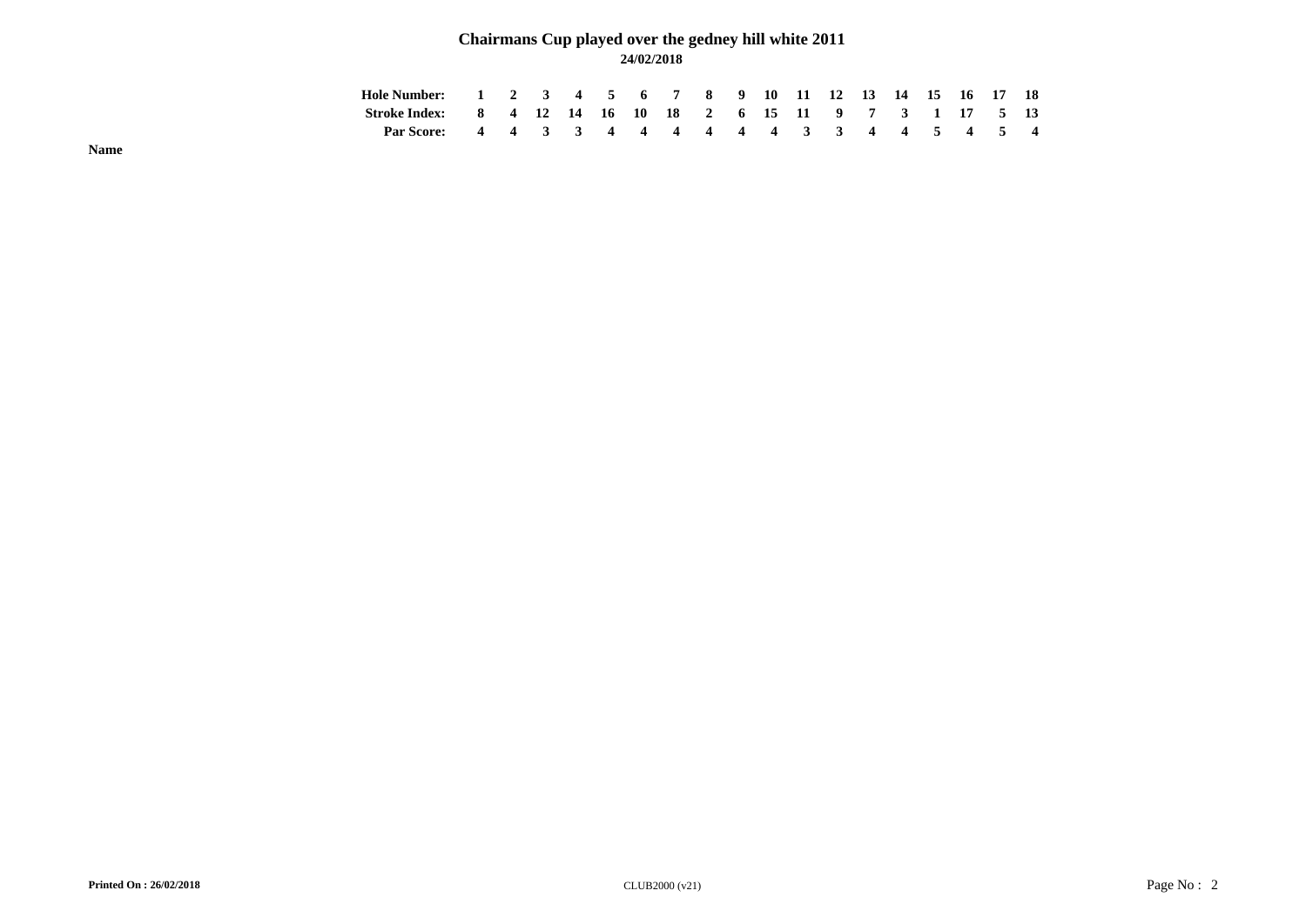# Chairmans Cup played over the gedney hill white 2011

**24/02/2018**

| Hole Number: | 1 | 2 | 3 | 4 | 5 | 6 | 7 | 8 | 9 | 10 | 11 | 12 | 13 | 14 | 15 | 16 | 17 | 18 |
|---|---|---|---|---|---|---|---|---|---|---|---|---|---|---|---|---|---|---|
| Stroke Index: | 8 | 4 | 12 | 14 | 16 | 10 | 18 | 2 | 6 | 15 | 11 | 9 | 7 | 3 | 1 | 17 | 5 | 13 |
| Par Score: | 4 | 4 | 3 | 3 | 4 | 4 | 4 | 4 | 4 | 4 | 3 | 3 | 4 | 4 | 5 | 4 | 5 | 4 |

**Name**

**Printed On : 26/02/2018**

CLUB2000 (v21)